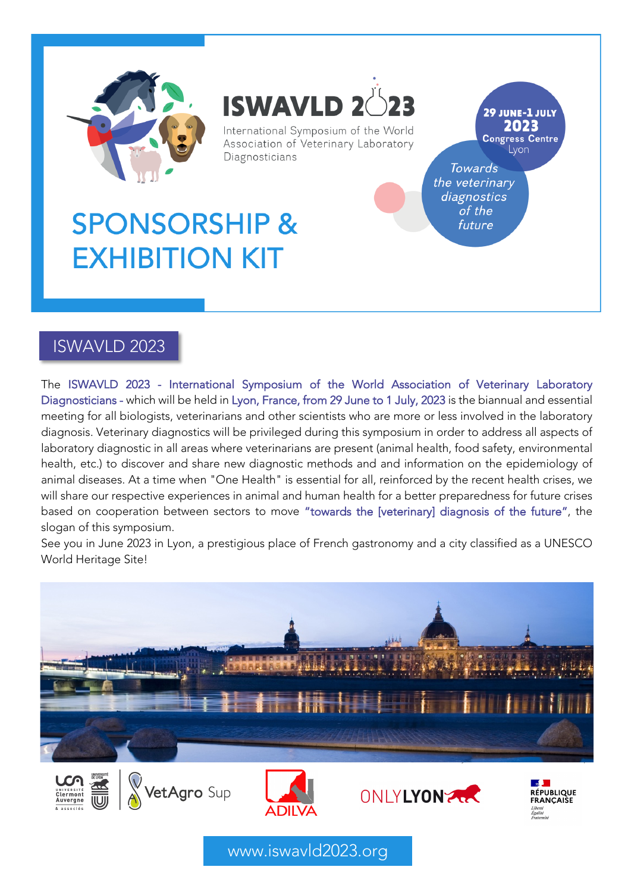# ISWAVLD 2023

International Symposium of the World Association of Veterinary Laboratory Diagnosticians

**29 JUNE-1 JULY 2023**
**Congress Centre**
Lyon

*Towards the veterinary diagnostics of the future*

# SPONSORSHIP & EXHIBITION KIT

## ISWAVLD 2023

The ISWAVLD 2023 - International Symposium of the World Association of Veterinary Laboratory Diagnosticians - which will be held in Lyon, France, from 29 June to 1 July, 2023 is the biannual and essential meeting for all biologists, veterinarians and other scientists who are more or less involved in the laboratory diagnosis. Veterinary diagnostics will be privileged during this symposium in order to address all aspects of laboratory diagnostic in all areas where veterinarians are present (animal health, food safety, environmental health, etc.) to discover and share new diagnostic methods and and information on the epidemiology of animal diseases. At a time when "One Health" is essential for all, reinforced by the recent health crises, we will share our respective experiences in animal and human health for a better preparedness for future crises based on cooperation between sectors to move "towards the [veterinary] diagnosis of the future", the slogan of this symposium.

See you in June 2023 in Lyon, a prestigious place of French gastronomy and a city classified as a UNESCO World Heritage Site!

Université Clermont Auvergne & associés | Université de Lyon | VetAgro Sup | ADILVA | ONLYLYON | République Française – Liberté Égalité Fraternité

www.iswavld2023.org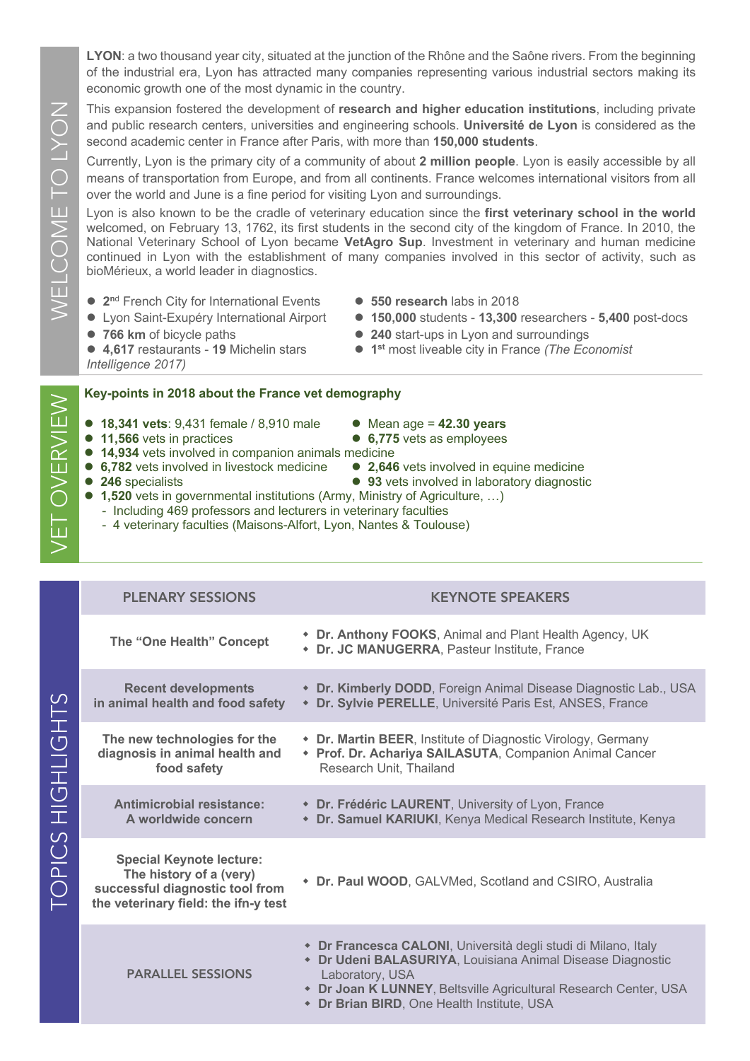## WELCOME TO LYON

**LYON**: a two thousand year city, situated at the junction of the Rhône and the Saône rivers. From the beginning of the industrial era, Lyon has attracted many companies representing various industrial sectors making its economic growth one of the most dynamic in the country.

This expansion fostered the development of **research and higher education institutions**, including private and public research centers, universities and engineering schools. **Université de Lyon** is considered as the second academic center in France after Paris, with more than **150,000 students**.

Currently, Lyon is the primary city of a community of about **2 million people**. Lyon is easily accessible by all means of transportation from Europe, and from all continents. France welcomes international visitors from all over the world and June is a fine period for visiting Lyon and surroundings.

Lyon is also known to be the cradle of veterinary education since the **first veterinary school in the world** welcomed, on February 13, 1762, its first students in the second city of the kingdom of France. In 2010, the National Veterinary School of Lyon became **VetAgro Sup**. Investment in veterinary and human medicine continued in Lyon with the establishment of many companies involved in this sector of activity, such as bioMérieux, a world leader in diagnostics.

- **2nd** French City for International Events
- Lyon Saint-Exupéry International Airport
- **766 km** of bicycle paths
- **4,617** restaurants - **19** Michelin stars
- **550 research** labs in 2018
- **150,000** students - **13,300** researchers - **5,400** post-docs
- **240** start-ups in Lyon and surroundings
- **1st** most liveable city in France *(The Economist Intelligence 2017)*

## VET OVERVIEW

**Key-points in 2018 about the France vet demography**

- **18,341 vets**: 9,431 female / 8,910 male
- Mean age = **42.30 years**
- **11,566** vets in practices
- **6,775** vets as employees
- **14,934** vets involved in companion animals medicine
- **6,782** vets involved in livestock medicine
- **2,646** vets involved in equine medicine
- **246** specialists
- **93** vets involved in laboratory diagnostic
- **1,520** vets in governmental institutions (Army, Ministry of Agriculture, …)
  - Including 469 professors and lecturers in veterinary faculties
  - 4 veterinary faculties (Maisons-Alfort, Lyon, Nantes & Toulouse)

## TOPICS HIGHLIGHTS

| PLENARY SESSIONS | KEYNOTE SPEAKERS |
|---|---|
| **The "One Health" Concept** | • **Dr. Anthony FOOKS**, Animal and Plant Health Agency, UK<br>• **Dr. JC MANUGERRA**, Pasteur Institute, France |
| **Recent developments in animal health and food safety** | • **Dr. Kimberly DODD**, Foreign Animal Disease Diagnostic Lab., USA<br>• **Dr. Sylvie PERELLE**, Université Paris Est, ANSES, France |
| **The new technologies for the diagnosis in animal health and food safety** | • **Dr. Martin BEER**, Institute of Diagnostic Virology, Germany<br>• **Prof. Dr. Achariya SAILASUTA**, Companion Animal Cancer Research Unit, Thailand |
| **Antimicrobial resistance: A worldwide concern** | • **Dr. Frédéric LAURENT**, University of Lyon, France<br>• **Dr. Samuel KARIUKI**, Kenya Medical Research Institute, Kenya |
| **Special Keynote lecture: The history of a (very) successful diagnostic tool from the veterinary field: the ifn-γ test** | • **Dr. Paul WOOD**, GALVMed, Scotland and CSIRO, Australia |
| PARALLEL SESSIONS | • **Dr Francesca CALONI**, Università degli studi di Milano, Italy<br>• **Dr Udeni BALASURIYA**, Louisiana Animal Disease Diagnostic Laboratory, USA<br>• **Dr Joan K LUNNEY**, Beltsville Agricultural Research Center, USA<br>• **Dr Brian BIRD**, One Health Institute, USA |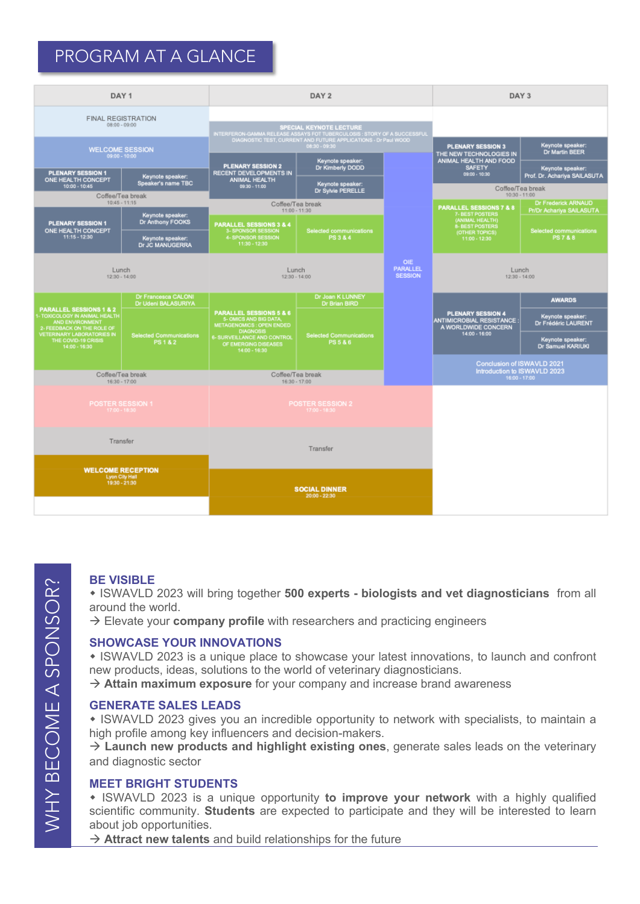# PROGRAM AT A GLANCE

| DAY 1 | DAY 2 | DAY 3 |
|---|---|---|
| FINAL REGISTRATION 08:00 - 09:00 | | |
| WELCOME SESSION 09:00 - 10:00 | SPECIAL KEYNOTE LECTURE: INTERFERON-GAMMA RELEASE ASSAYS FOT TUBERCULOSIS : STORY OF A SUCCESSFUL DIAGNOSTIC TEST, CURRENT AND FUTURE APPLICATIONS - Dr Paul WOOD 08:30 - 09:30 | PLENARY SESSION 3: THE NEW TECHNOLOGIES IN ANIMAL HEALTH AND FOOD SAFETY 09:00 - 10:30 — Keynote speaker: Dr Martin BEER; Keynote speaker: Prof. Dr. Achariya SAILASUTA |
| PLENARY SESSION 1: ONE HEALTH CONCEPT 10:00 - 10:45 — Keynote speaker: Speaker's name TBC | PLENARY SESSION 2: RECENT DEVELOPMENTS IN ANIMAL HEALTH 09:30 - 11:00 — Keynote speaker: Dr Kimberly DODD; Keynote speaker: Dr Sylvie PERELLE | Coffee/Tea break 10:30 - 11:00 |
| Coffee/Tea break 10:45 - 11:15 | Coffee/Tea break 11:00 - 11:30 | PARALLEL SESSIONS 7 & 8: 7- BEST POSTERS (ANIMAL HEALTH); 8- BEST POSTERS (OTHER TOPICS) 11:00 - 12:30 — Dr Frederick ARNAUD, Pr/Dr Achariya SAILASUTA — Selected communications PS 7 & 8 |
| PLENARY SESSION 1: ONE HEALTH CONCEPT 11:15 - 12:30 — Keynote speaker: Dr Anthony FOOKS; Keynote speaker: Dr JC MANUGERRA | PARALLEL SESSIONS 3 & 4: 3- SPONSOR SESSION; 4- SPONSOR SESSION 11:30 - 12:30 — Selected communications PS 3 & 4 | |
| Lunch 12:30 - 14:00 | Lunch 12:30 - 14:00 | Lunch 12:30 - 14:00 |
| PARALLEL SESSIONS 1 & 2: 1- TOXICOLOGY IN ANIMAL HEALTH AND ENVIRONMENT; 2- FEEDBACK ON THE ROLE OF VETERINARY LABORATORIES IN THE COVID-19 CRISIS 14:00 - 16:30 — Dr Francesca CALONI, Dr Udeni BALASURIYA — Selected Communications PS 1 & 2 | PARALLEL SESSIONS 5 & 6: 5- OMICS AND BIG DATA, METAGENOMICS : OPEN ENDED DIAGNOSIS; 6- SURVEILLANCE AND CONTROL OF EMERGING DISEASES 14:00 - 16:30 — Dr Joan K LUNNEY, Dr Brian BIRD — Selected Communications PS 5 & 6 | PLENARY SESSION 4: ANTIMICROBIAL RESISTANCE : A WORLDWIDE CONCERN 14:00 - 16:00 — AWARDS; Keynote speaker: Dr Frédéric LAURENT; Keynote speaker: Dr Samuel KARIUKI |
| Coffee/Tea break 16:30 - 17:00 | Coffee/Tea break 16:30 - 17:00 | Conclusion of ISWAVLD 2021, Introduction to ISWAVLD 2023 16:00 - 17:00 |
| POSTER SESSION 1 17:00 - 18:30 | POSTER SESSION 2 17:00 - 18:30 | |
| Transfer | Transfer | |
| WELCOME RECEPTION Lyon City Hall 19:30 - 21:30 | SOCIAL DINNER 20:00 - 22:30 | |

Day 2 (09:30 - 17:00): OIE PARALLEL SESSION

# WHY BECOME A SPONSOR?

## BE VISIBLE

◆ ISWAVLD 2023 will bring together **500 experts - biologists and vet diagnosticians** from all around the world.

→ Elevate your **company profile** with researchers and practicing engineers

## SHOWCASE YOUR INNOVATIONS

◆ ISWAVLD 2023 is a unique place to showcase your latest innovations, to launch and confront new products, ideas, solutions to the world of veterinary diagnosticians.

→ **Attain maximum exposure** for your company and increase brand awareness

## GENERATE SALES LEADS

◆ ISWAVLD 2023 gives you an incredible opportunity to network with specialists, to maintain a high profile among key influencers and decision-makers.

→ **Launch new products and highlight existing ones**, generate sales leads on the veterinary and diagnostic sector

## MEET BRIGHT STUDENTS

◆ ISWAVLD 2023 is a unique opportunity **to improve your network** with a highly qualified scientific community. **Students** are expected to participate and they will be interested to learn about job opportunities.

→ **Attract new talents** and build relationships for the future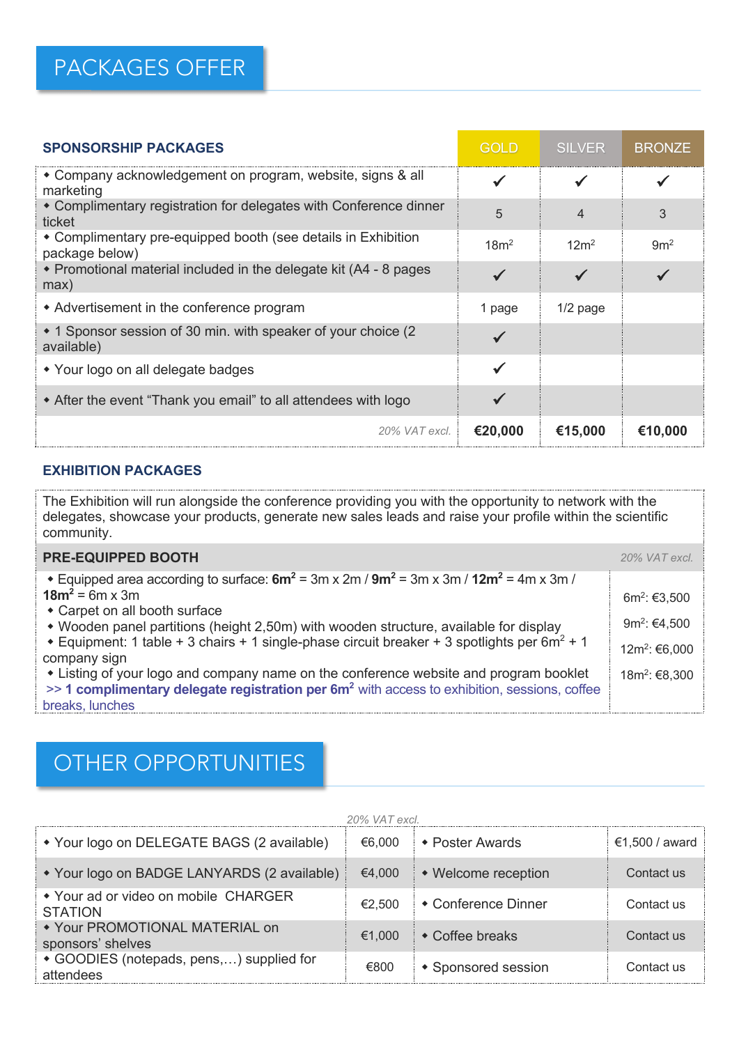# PACKAGES OFFER

| SPONSORSHIP PACKAGES | GOLD | SILVER | BRONZE |
|---|---|---|---|
| ◆ Company acknowledgement on program, website, signs & all marketing | ✓ | ✓ | ✓ |
| ◆ Complimentary registration for delegates with Conference dinner ticket | 5 | 4 | 3 |
| ◆ Complimentary pre-equipped booth (see details in Exhibition package below) | 18m² | 12m² | 9m² |
| ◆ Promotional material included in the delegate kit (A4 - 8 pages max) | ✓ | ✓ | ✓ |
| ◆ Advertisement in the conference program | 1 page | 1/2 page | |
| ◆ 1 Sponsor session of 30 min. with speaker of your choice (2 available) | ✓ | | |
| ◆ Your logo on all delegate badges | ✓ | | |
| ◆ After the event "Thank you email" to all attendees with logo | ✓ | | |
| *20% VAT excl.* | **€20,000** | **€15,000** | **€10,000** |

## EXHIBITION PACKAGES

The Exhibition will run alongside the conference providing you with the opportunity to network with the delegates, showcase your products, generate new sales leads and raise your profile within the scientific community.

| PRE-EQUIPPED BOOTH | *20% VAT excl.* |
|---|---|
| ◆ Equipped area according to surface: **6m²** = 3m x 2m / **9m²** = 3m x 3m / **12m²** = 4m x 3m / **18m²** = 6m x 3m<br>◆ Carpet on all booth surface<br>◆ Wooden panel partitions (height 2,50m) with wooden structure, available for display<br>◆ Equipment: 1 table + 3 chairs + 1 single-phase circuit breaker + 3 spotlights per 6m² + 1 company sign<br>◆ Listing of your logo and company name on the conference website and program booklet<br>>> **1 complimentary delegate registration per 6m²** with access to exhibition, sessions, coffee breaks, lunches | 6m²: €3,500<br>9m²: €4,500<br>12m²: €6,000<br>18m²: €8,300 |

# OTHER OPPORTUNITIES

*20% VAT excl.*

| | | | |
|---|---|---|---|
| ◆ Your logo on DELEGATE BAGS (2 available) | €6,000 | ◆ Poster Awards | €1,500 / award |
| ◆ Your logo on BADGE LANYARDS (2 available) | €4,000 | ◆ Welcome reception | Contact us |
| ◆ Your ad or video on mobile CHARGER STATION | €2,500 | ◆ Conference Dinner | Contact us |
| ◆ Your PROMOTIONAL MATERIAL on sponsors' shelves | €1,000 | ◆ Coffee breaks | Contact us |
| ◆ GOODIES (notepads, pens,…) supplied for attendees | €800 | ◆ Sponsored session | Contact us |